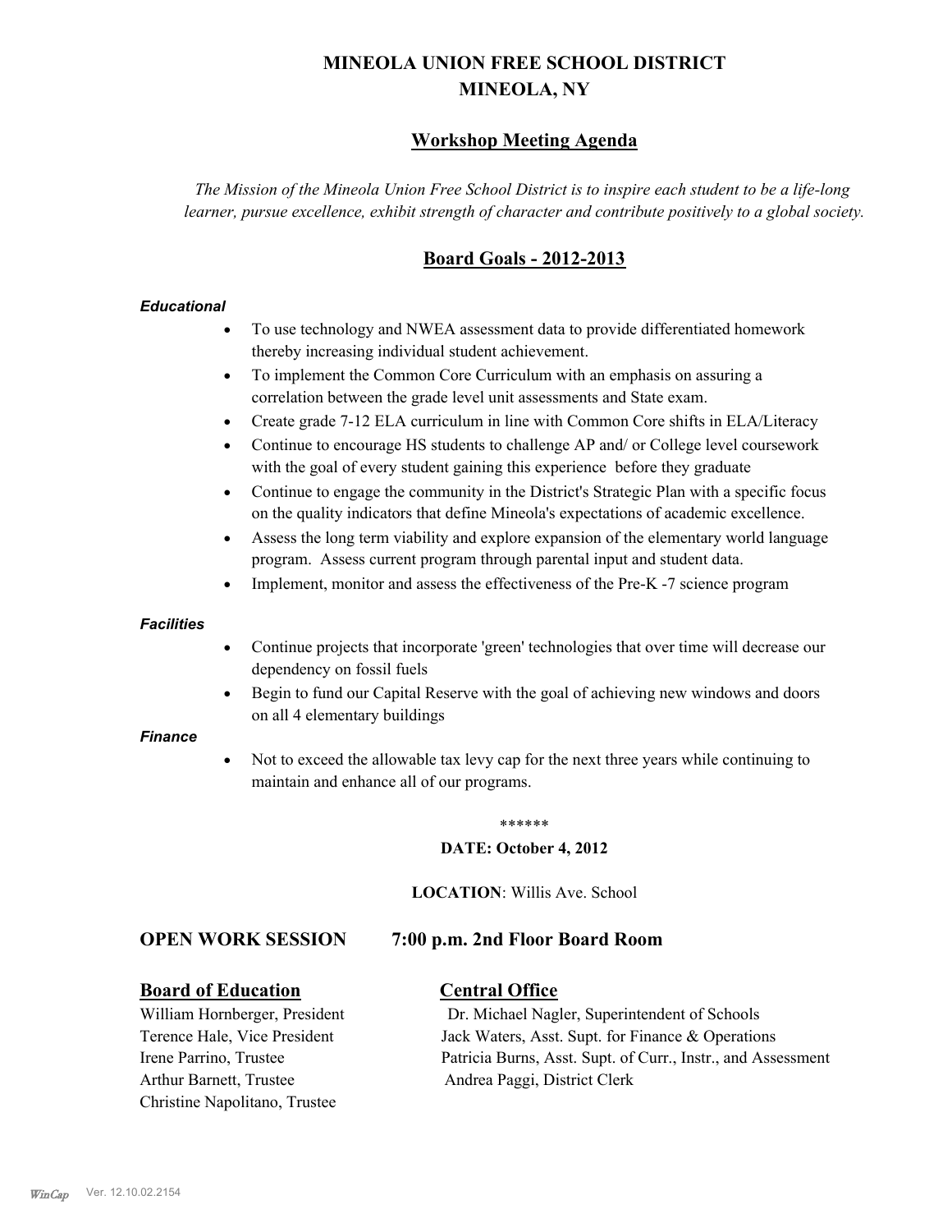# MINEOLA UNION FREE SCHOOL DISTRICT
# MINEOLA, NY

## Workshop Meeting Agenda

*The Mission of the Mineola Union Free School District is to inspire each student to be a life-long learner, pursue excellence, exhibit strength of character and contribute positively to a global society.*

## Board Goals - 2012-2013

***Educational***

- To use technology and NWEA assessment data to provide differentiated homework thereby increasing individual student achievement.
- To implement the Common Core Curriculum with an emphasis on assuring a correlation between the grade level unit assessments and State exam.
- Create grade 7-12 ELA curriculum in line with Common Core shifts in ELA/Literacy
- Continue to encourage HS students to challenge AP and/ or College level coursework with the goal of every student gaining this experience before they graduate
- Continue to engage the community in the District's Strategic Plan with a specific focus on the quality indicators that define Mineola's expectations of academic excellence.
- Assess the long term viability and explore expansion of the elementary world language program. Assess current program through parental input and student data.
- Implement, monitor and assess the effectiveness of the Pre-K -7 science program

***Facilities***

- Continue projects that incorporate 'green' technologies that over time will decrease our dependency on fossil fuels
- Begin to fund our Capital Reserve with the goal of achieving new windows and doors on all 4 elementary buildings

***Finance***

- Not to exceed the allowable tax levy cap for the next three years while continuing to maintain and enhance all of our programs.

******

**DATE: October 4, 2012**

**LOCATION**: Willis Ave. School

### OPEN WORK SESSION 7:00 p.m. 2nd Floor Board Room

**Board of Education**

William Hornberger, President
Terence Hale, Vice President
Irene Parrino, Trustee
Arthur Barnett, Trustee
Christine Napolitano, Trustee

**Central Office**

Dr. Michael Nagler, Superintendent of Schools
Jack Waters, Asst. Supt. for Finance & Operations
Patricia Burns, Asst. Supt. of Curr., Instr., and Assessment
Andrea Paggi, District Clerk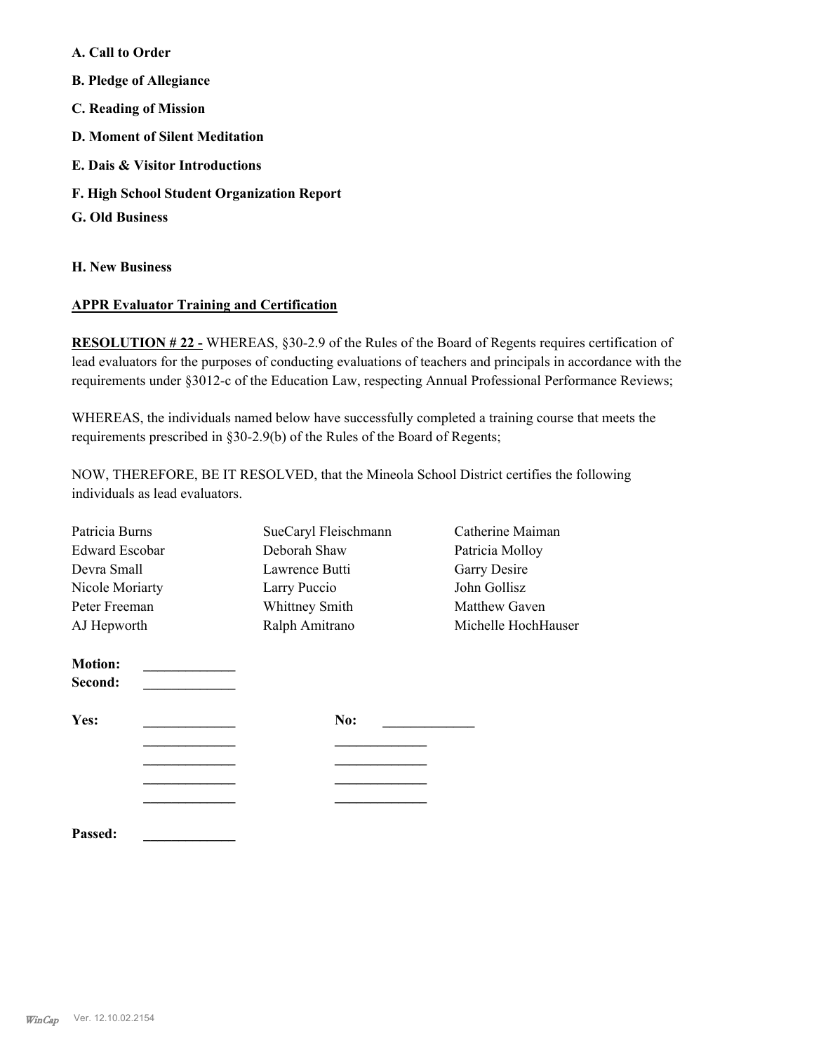**A. Call to Order**

**B. Pledge of Allegiance**

**C. Reading of Mission**

**D. Moment of Silent Meditation**

**E. Dais & Visitor Introductions**

**F. High School Student Organization Report**

**G. Old Business**

**H. New Business**

**APPR Evaluator Training and Certification**

**RESOLUTION # 22 -** WHEREAS, §30-2.9 of the Rules of the Board of Regents requires certification of lead evaluators for the purposes of conducting evaluations of teachers and principals in accordance with the requirements under §3012-c of the Education Law, respecting Annual Professional Performance Reviews;

WHEREAS, the individuals named below have successfully completed a training course that meets the requirements prescribed in §30-2.9(b) of the Rules of the Board of Regents;

NOW, THEREFORE, BE IT RESOLVED, that the Mineola School District certifies the following individuals as lead evaluators.

| | | |
|---|---|---|
| Patricia Burns | SueCaryl Fleischmann | Catherine Maiman |
| Edward Escobar | Deborah Shaw | Patricia Molloy |
| Devra Small | Lawrence Butti | Garry Desire |
| Nicole Moriarty | Larry Puccio | John Gollisz |
| Peter Freeman | Whittney Smith | Matthew Gaven |
| AJ Hepworth | Ralph Amitrano | Michelle HochHauser |

**Motion:** _____________
**Second:** _____________

**Yes:** _____________ **No:** _____________
_____________ _____________
_____________ _____________
_____________ _____________
_____________ _____________

**Passed:** _____________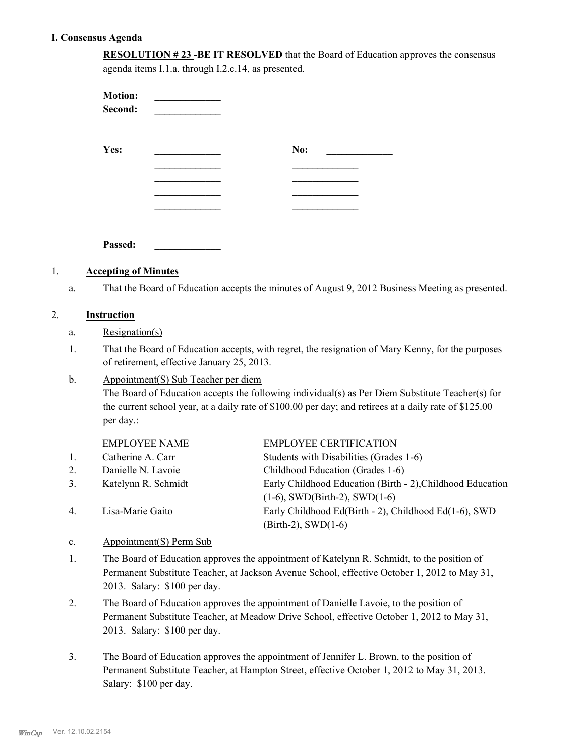# I. Consensus Agenda

**RESOLUTION # 23 -BE IT RESOLVED** that the Board of Education approves the consensus agenda items I.1.a. through I.2.c.14, as presented.

**Motion:** _____________
**Second:** _____________

| **Yes:** | _____________ | **No:** | _____________ |
|---|---|---|---|
| | _____________ | | _____________ |
| | _____________ | | _____________ |
| | _____________ | | _____________ |
| | _____________ | | _____________ |

**Passed:** _____________

1. **Accepting of Minutes**

   a. That the Board of Education accepts the minutes of August 9, 2012 Business Meeting as presented.

2. **Instruction**

   a. Resignation(s)

   1. That the Board of Education accepts, with regret, the resignation of Mary Kenny, for the purposes of retirement, effective January 25, 2013.

   b. Appointment(S) Sub Teacher per diem

   The Board of Education accepts the following individual(s) as Per Diem Substitute Teacher(s) for the current school year, at a daily rate of $100.00 per day; and retirees at a daily rate of $125.00 per day.:

| | EMPLOYEE NAME | EMPLOYEE CERTIFICATION |
|---|---|---|
| 1. | Catherine A. Carr | Students with Disabilities (Grades 1-6) |
| 2. | Danielle N. Lavoie | Childhood Education (Grades 1-6) |
| 3. | Katelynn R. Schmidt | Early Childhood Education (Birth - 2),Childhood Education (1-6), SWD(Birth-2), SWD(1-6) |
| 4. | Lisa-Marie Gaito | Early Childhood Ed(Birth - 2), Childhood Ed(1-6), SWD (Birth-2), SWD(1-6) |

   c. Appointment(S) Perm Sub

   1. The Board of Education approves the appointment of Katelynn R. Schmidt, to the position of Permanent Substitute Teacher, at Jackson Avenue School, effective October 1, 2012 to May 31, 2013. Salary: $100 per day.

   2. The Board of Education approves the appointment of Danielle Lavoie, to the position of Permanent Substitute Teacher, at Meadow Drive School, effective October 1, 2012 to May 31, 2013. Salary: $100 per day.

   3. The Board of Education approves the appointment of Jennifer L. Brown, to the position of Permanent Substitute Teacher, at Hampton Street, effective October 1, 2012 to May 31, 2013. Salary: $100 per day.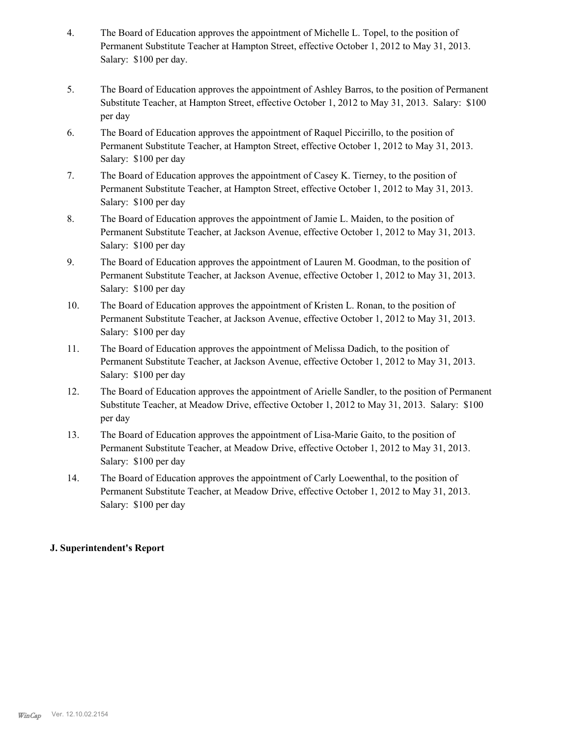4. The Board of Education approves the appointment of Michelle L. Topel, to the position of Permanent Substitute Teacher at Hampton Street, effective October 1, 2012 to May 31, 2013. Salary: $100 per day.

5. The Board of Education approves the appointment of Ashley Barros, to the position of Permanent Substitute Teacher, at Hampton Street, effective October 1, 2012 to May 31, 2013. Salary: $100 per day

6. The Board of Education approves the appointment of Raquel Piccirillo, to the position of Permanent Substitute Teacher, at Hampton Street, effective October 1, 2012 to May 31, 2013. Salary: $100 per day

7. The Board of Education approves the appointment of Casey K. Tierney, to the position of Permanent Substitute Teacher, at Hampton Street, effective October 1, 2012 to May 31, 2013. Salary: $100 per day

8. The Board of Education approves the appointment of Jamie L. Maiden, to the position of Permanent Substitute Teacher, at Jackson Avenue, effective October 1, 2012 to May 31, 2013. Salary: $100 per day

9. The Board of Education approves the appointment of Lauren M. Goodman, to the position of Permanent Substitute Teacher, at Jackson Avenue, effective October 1, 2012 to May 31, 2013. Salary: $100 per day

10. The Board of Education approves the appointment of Kristen L. Ronan, to the position of Permanent Substitute Teacher, at Jackson Avenue, effective October 1, 2012 to May 31, 2013. Salary: $100 per day

11. The Board of Education approves the appointment of Melissa Dadich, to the position of Permanent Substitute Teacher, at Jackson Avenue, effective October 1, 2012 to May 31, 2013. Salary: $100 per day

12. The Board of Education approves the appointment of Arielle Sandler, to the position of Permanent Substitute Teacher, at Meadow Drive, effective October 1, 2012 to May 31, 2013. Salary: $100 per day

13. The Board of Education approves the appointment of Lisa-Marie Gaito, to the position of Permanent Substitute Teacher, at Meadow Drive, effective October 1, 2012 to May 31, 2013. Salary: $100 per day

14. The Board of Education approves the appointment of Carly Loewenthal, to the position of Permanent Substitute Teacher, at Meadow Drive, effective October 1, 2012 to May 31, 2013. Salary: $100 per day

**J. Superintendent's Report**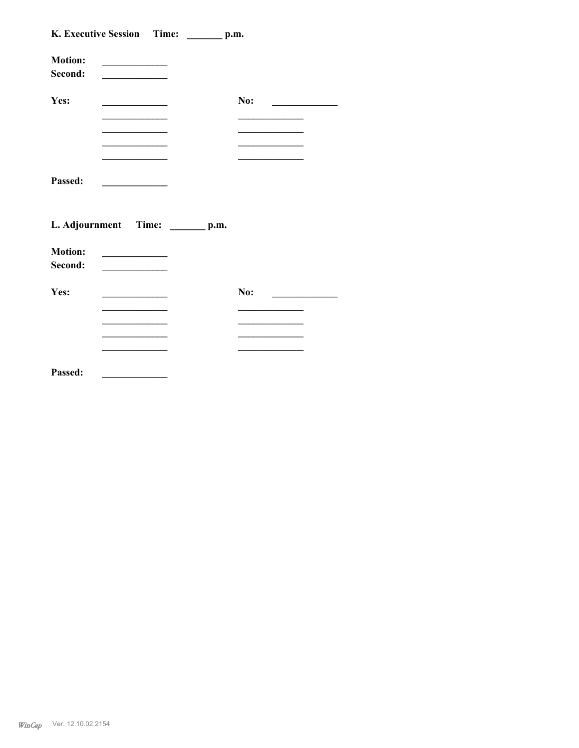**K. Executive Session** **Time: _______ p.m.**

**Motion:** _____________
**Second:** _____________

| | | | |
|---|---|---|---|
| **Yes:** | _____________ | **No:** | _____________ |
| | _____________ | | _____________ |
| | _____________ | | _____________ |
| | _____________ | | _____________ |
| | _____________ | | _____________ |

**Passed:** _____________

**L. Adjournment** **Time: _______ p.m.**

**Motion:** _____________
**Second:** _____________

| | | | |
|---|---|---|---|
| **Yes:** | _____________ | **No:** | _____________ |
| | _____________ | | _____________ |
| | _____________ | | _____________ |
| | _____________ | | _____________ |
| | _____________ | | _____________ |

**Passed:** _____________

*WinCap* Ver. 12.10.02.2154